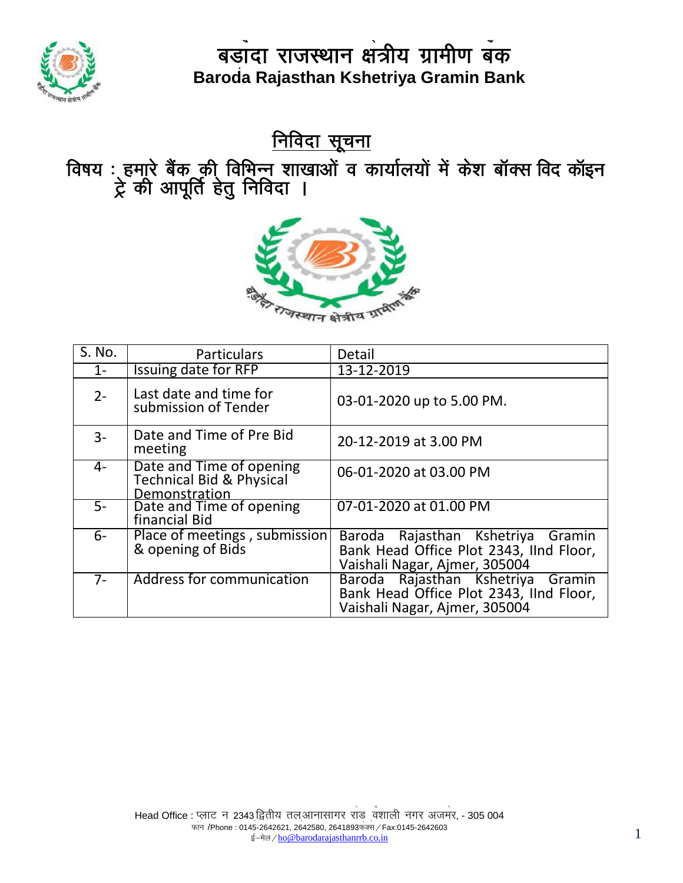# बड़ौदा राजस्थान क्षेत्रीय ग्रामीण बैंक

**Baroda Rajasthan Kshetriya Gramin Bank**

## निविदा सूचना

## विषय : हमारे बैंक की विभिन्न शाखाओं व कार्यालयों में केश बॉक्स विद कॉइन ट्रे की आपूर्ति हेतु निविदा ।

| S. No. | Particulars | Detail |
|---|---|---|
| 1- | Issuing date for RFP | 13-12-2019 |
| 2- | Last date and time for submission of Tender | 03-01-2020 up to 5.00 PM. |
| 3- | Date and Time of Pre Bid meeting | 20-12-2019 at 3.00 PM |
| 4- | Date and Time of opening Technical Bid & Physical Demonstration | 06-01-2020 at 03.00 PM |
| 5- | Date and Time of opening financial Bid | 07-01-2020 at 01.00 PM |
| 6- | Place of meetings , submission & opening of Bids | Baroda Rajasthan Kshetriya Gramin Bank Head Office Plot 2343, IInd Floor, Vaishali Nagar, Ajmer, 305004 |
| 7- | Address for communication | Baroda Rajasthan Kshetriya Gramin Bank Head Office Plot 2343, IInd Floor, Vaishali Nagar, Ajmer, 305004 |

Head Office : प्लाट न 2343,द्वितीय तल,आनासागर रोड ,वैशाली नगर अजमेर, - 305 004
फोन /Phone : 0145-2642621, 2642580, 2641893फैक्स / Fax:0145-2642603
ई–मेल / ho@barodarajasthanrrb.co.in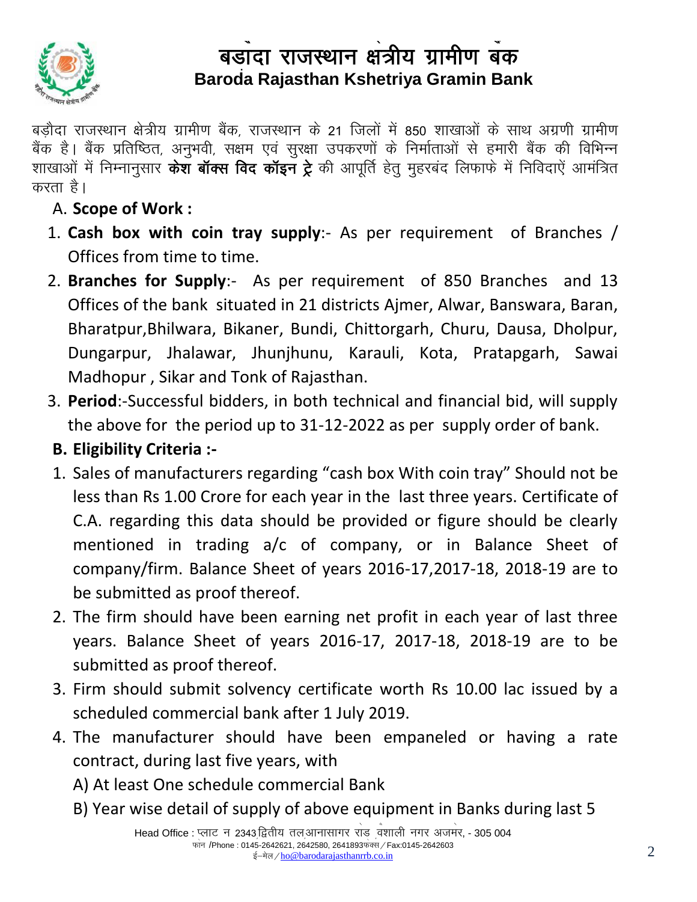# बड़ौदा राजस्थान क्षेत्रीय ग्रामीण बैंक
## Baroda Rajasthan Kshetriya Gramin Bank

बड़ौदा राजस्थान क्षेत्रीय ग्रामीण बैंक, राजस्थान के 21 जिलों में 850 शाखाओं के साथ अग्रणी ग्रामीण बैंक है। बैंक प्रतिष्ठित, अनुभवी, सक्षम एवं सुरक्षा उपकरणों के निर्माताओं से हमारी बैंक की विभिन्न शाखाओं में निम्नानुसार **केश बॉक्स विद कॉइन ट्रे** की आपूर्ति हेतु मुहरबंद लिफाफे में निविदाऐं आमंत्रित करता है।

A. **Scope of Work :**

1. **Cash box with coin tray supply**:- As per requirement of Branches / Offices from time to time.
2. **Branches for Supply**:- As per requirement of 850 Branches and 13 Offices of the bank situated in 21 districts Ajmer, Alwar, Banswara, Baran, Bharatpur,Bhilwara, Bikaner, Bundi, Chittorgarh, Churu, Dausa, Dholpur, Dungarpur, Jhalawar, Jhunjhunu, Karauli, Kota, Pratapgarh, Sawai Madhopur , Sikar and Tonk of Rajasthan.
3. **Period**:-Successful bidders, in both technical and financial bid, will supply the above for the period up to 31-12-2022 as per supply order of bank.

**B. Eligibility Criteria :-**

1. Sales of manufacturers regarding “cash box With coin tray” Should not be less than Rs 1.00 Crore for each year in the last three years. Certificate of C.A. regarding this data should be provided or figure should be clearly mentioned in trading a/c of company, or in Balance Sheet of company/firm. Balance Sheet of years 2016-17,2017-18, 2018-19 are to be submitted as proof thereof.
2. The firm should have been earning net profit in each year of last three years. Balance Sheet of years 2016-17, 2017-18, 2018-19 are to be submitted as proof thereof.
3. Firm should submit solvency certificate worth Rs 10.00 lac issued by a scheduled commercial bank after 1 July 2019.
4. The manufacturer should have been empaneled or having a rate contract, during last five years, with

   A) At least One schedule commercial Bank

   B) Year wise detail of supply of above equipment in Banks during last 5

Head Office : प्लाट न 2343,द्वितीय तल,आनासागर रोड, वैशाली नगर अजमेर, - 305 004
फोन /Phone : 0145-2642621, 2642580, 2641893फेक्स / Fax:0145-2642603
ई–मेल / ho@barodarajasthanrrb.co.in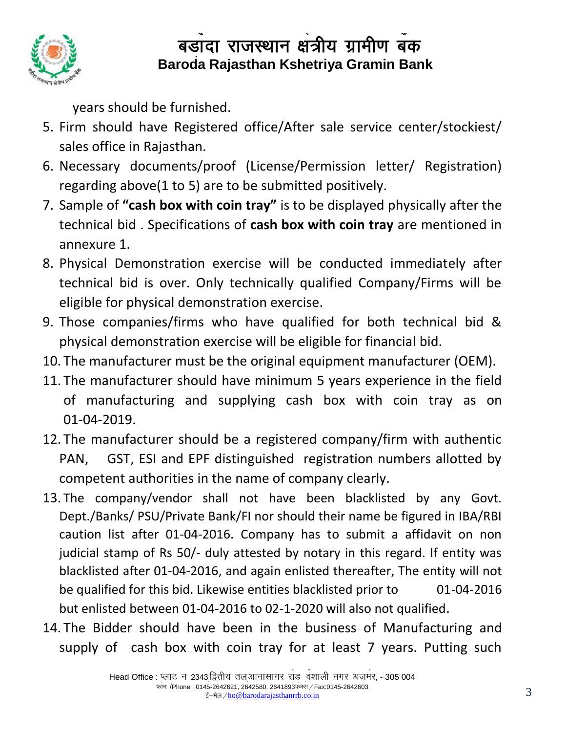years should be furnished.

5. Firm should have Registered office/After sale service center/stockiest/ sales office in Rajasthan.
6. Necessary documents/proof (License/Permission letter/ Registration) regarding above(1 to 5) are to be submitted positively.
7. Sample of **"cash box with coin tray"** is to be displayed physically after the technical bid . Specifications of **cash box with coin tray** are mentioned in annexure 1.
8. Physical Demonstration exercise will be conducted immediately after technical bid is over. Only technically qualified Company/Firms will be eligible for physical demonstration exercise.
9. Those companies/firms who have qualified for both technical bid & physical demonstration exercise will be eligible for financial bid.
10. The manufacturer must be the original equipment manufacturer (OEM).
11. The manufacturer should have minimum 5 years experience in the field of manufacturing and supplying cash box with coin tray as on 01-04-2019.
12. The manufacturer should be a registered company/firm with authentic PAN, GST, ESI and EPF distinguished registration numbers allotted by competent authorities in the name of company clearly.
13. The company/vendor shall not have been blacklisted by any Govt. Dept./Banks/ PSU/Private Bank/FI nor should their name be figured in IBA/RBI caution list after 01-04-2016. Company has to submit a affidavit on non judicial stamp of Rs 50/- duly attested by notary in this regard. If entity was blacklisted after 01-04-2016, and again enlisted thereafter, The entity will not be qualified for this bid. Likewise entities blacklisted prior to 01-04-2016 but enlisted between 01-04-2016 to 02-1-2020 will also not qualified.
14. The Bidder should have been in the business of Manufacturing and supply of cash box with coin tray for at least 7 years. Putting such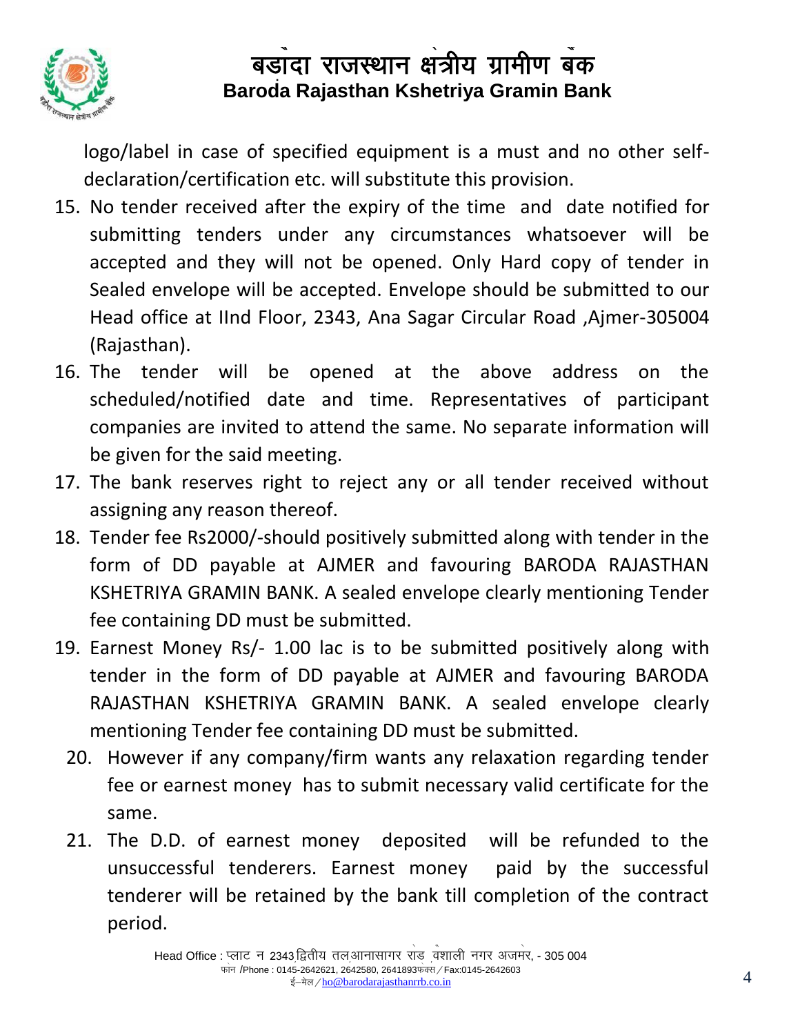logo/label in case of specified equipment is a must and no other self-declaration/certification etc. will substitute this provision.

15. No tender received after the expiry of the time and date notified for submitting tenders under any circumstances whatsoever will be accepted and they will not be opened. Only Hard copy of tender in Sealed envelope will be accepted. Envelope should be submitted to our Head office at IInd Floor, 2343, Ana Sagar Circular Road ,Ajmer-305004 (Rajasthan).
16. The tender will be opened at the above address on the scheduled/notified date and time. Representatives of participant companies are invited to attend the same. No separate information will be given for the said meeting.
17. The bank reserves right to reject any or all tender received without assigning any reason thereof.
18. Tender fee Rs2000/-should positively submitted along with tender in the form of DD payable at AJMER and favouring BARODA RAJASTHAN KSHETRIYA GRAMIN BANK. A sealed envelope clearly mentioning Tender fee containing DD must be submitted.
19. Earnest Money Rs/- 1.00 lac is to be submitted positively along with tender in the form of DD payable at AJMER and favouring BARODA RAJASTHAN KSHETRIYA GRAMIN BANK. A sealed envelope clearly mentioning Tender fee containing DD must be submitted.
20. However if any company/firm wants any relaxation regarding tender fee or earnest money has to submit necessary valid certificate for the same.
21. The D.D. of earnest money deposited will be refunded to the unsuccessful tenderers. Earnest money paid by the successful tenderer will be retained by the bank till completion of the contract period.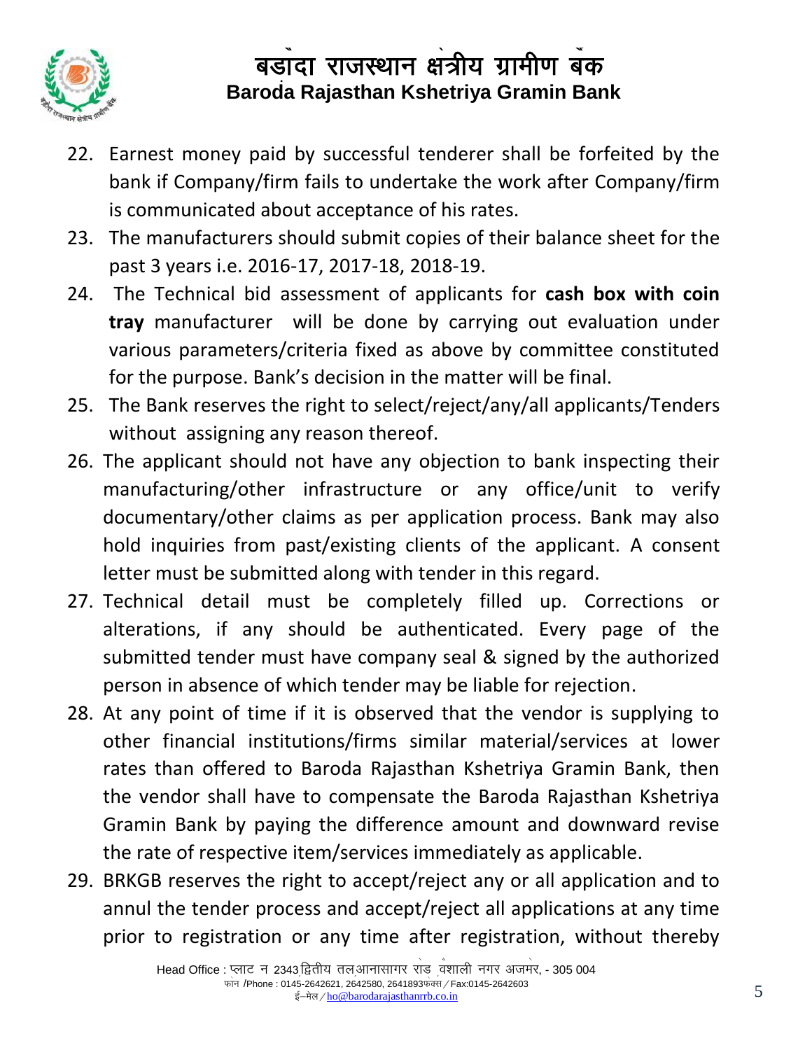22. Earnest money paid by successful tenderer shall be forfeited by the bank if Company/firm fails to undertake the work after Company/firm is communicated about acceptance of his rates.
23. The manufacturers should submit copies of their balance sheet for the past 3 years i.e. 2016-17, 2017-18, 2018-19.
24. The Technical bid assessment of applicants for **cash box with coin tray** manufacturer will be done by carrying out evaluation under various parameters/criteria fixed as above by committee constituted for the purpose. Bank's decision in the matter will be final.
25. The Bank reserves the right to select/reject/any/all applicants/Tenders without assigning any reason thereof.
26. The applicant should not have any objection to bank inspecting their manufacturing/other infrastructure or any office/unit to verify documentary/other claims as per application process. Bank may also hold inquiries from past/existing clients of the applicant. A consent letter must be submitted along with tender in this regard.
27. Technical detail must be completely filled up. Corrections or alterations, if any should be authenticated. Every page of the submitted tender must have company seal & signed by the authorized person in absence of which tender may be liable for rejection.
28. At any point of time if it is observed that the vendor is supplying to other financial institutions/firms similar material/services at lower rates than offered to Baroda Rajasthan Kshetriya Gramin Bank, then the vendor shall have to compensate the Baroda Rajasthan Kshetriya Gramin Bank by paying the difference amount and downward revise the rate of respective item/services immediately as applicable.
29. BRKGB reserves the right to accept/reject any or all application and to annul the tender process and accept/reject all applications at any time prior to registration or any time after registration, without thereby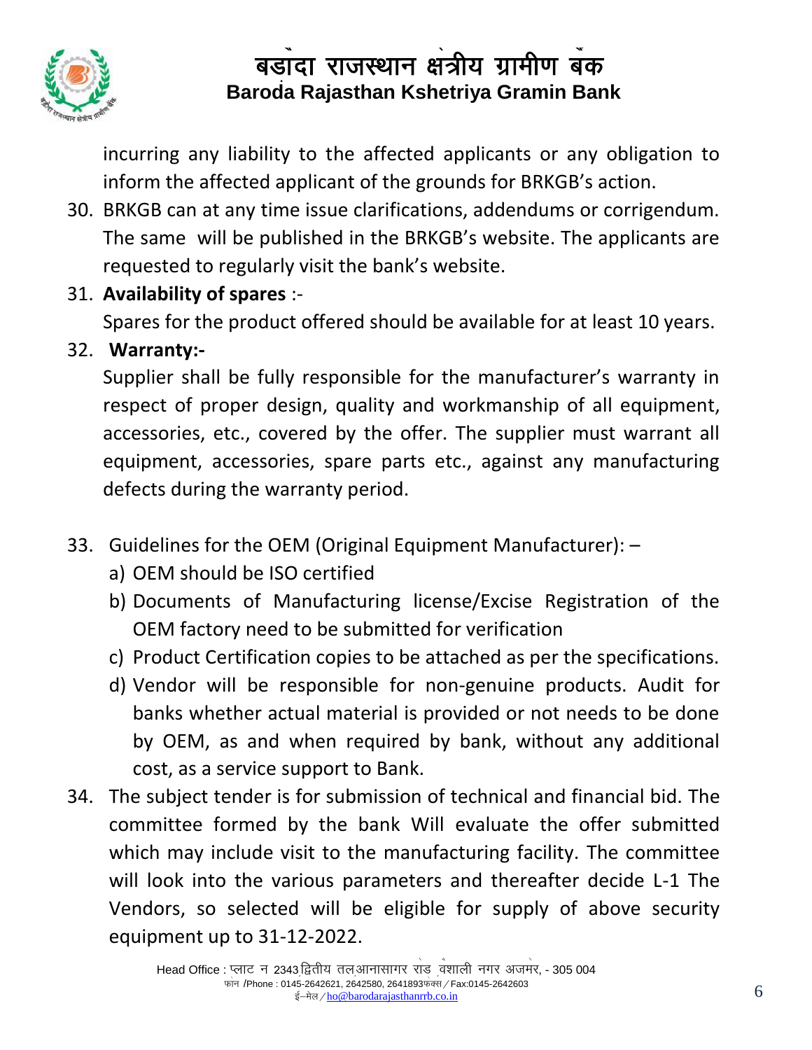incurring any liability to the affected applicants or any obligation to inform the affected applicant of the grounds for BRKGB's action.

30. BRKGB can at any time issue clarifications, addendums or corrigendum. The same will be published in the BRKGB's website. The applicants are requested to regularly visit the bank's website.
31. **Availability of spares** :-

    Spares for the product offered should be available for at least 10 years.
32. **Warranty:-**

    Supplier shall be fully responsible for the manufacturer's warranty in respect of proper design, quality and workmanship of all equipment, accessories, etc., covered by the offer. The supplier must warrant all equipment, accessories, spare parts etc., against any manufacturing defects during the warranty period.

33. Guidelines for the OEM (Original Equipment Manufacturer): –
    a) OEM should be ISO certified
    b) Documents of Manufacturing license/Excise Registration of the OEM factory need to be submitted for verification
    c) Product Certification copies to be attached as per the specifications.
    d) Vendor will be responsible for non-genuine products. Audit for banks whether actual material is provided or not needs to be done by OEM, as and when required by bank, without any additional cost, as a service support to Bank.
34. The subject tender is for submission of technical and financial bid. The committee formed by the bank Will evaluate the offer submitted which may include visit to the manufacturing facility. The committee will look into the various parameters and thereafter decide L-1 The Vendors, so selected will be eligible for supply of above security equipment up to 31-12-2022.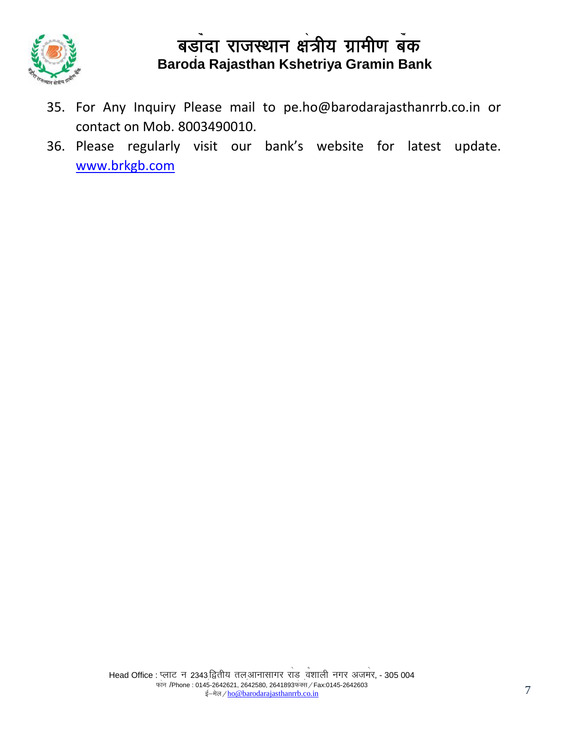35. For Any Inquiry Please mail to pe.ho@barodarajasthanrrb.co.in or contact on Mob. 8003490010.
36. Please regularly visit our bank's website for latest update. [www.brkgb.com](http://www.brkgb.com)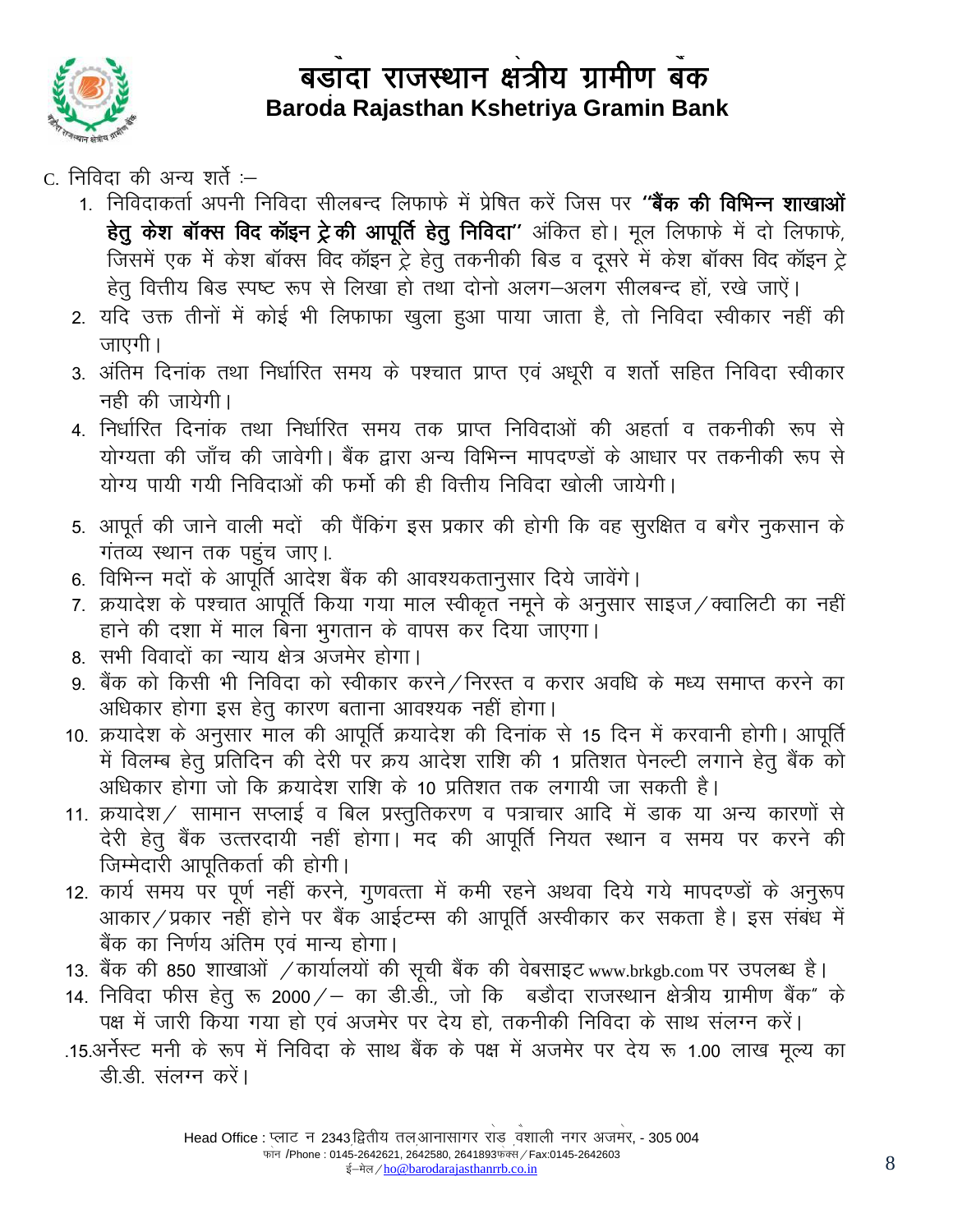C. निविदा की अन्य शर्ते :–

1. निविदाकर्ता अपनी निविदा सीलबन्द लिफाफे में प्रेषित करें जिस पर **"बैंक की विभिन्न शाखाओं हेतु केश बॉक्स विद कॉइन ट्रे की आपूर्ति हेतु निविदा"** अंकित हो। मूल लिफाफे में दो लिफाफे, जिसमें एक में केश बॉक्स विद कॉइन ट्रे हेतु तकनीकी बिड व दूसरे में केश बॉक्स विद कॉइन ट्रे हेतु वित्तीय बिड स्पष्ट रूप से लिखा हो तथा दोनो अलग–अलग सीलबन्द हों, रखे जाऐं।
2. यदि उक्त तीनों में कोई भी लिफाफा खुला हुआ पाया जाता है, तो निविदा स्वीकार नहीं की जाएगी।
3. अंतिम दिनांक तथा निर्धारित समय के पश्चात प्राप्त एवं अधूरी व शर्तो सहित निविदा स्वीकार नही की जायेगी।
4. निर्धारित दिनांक तथा निर्धारित समय तक प्राप्त निविदाओं की अहर्ता व तकनीकी रूप से योग्यता की जाँच की जावेगी। बैंक द्वारा अन्य विभिन्न मापदण्डों के आधार पर तकनीकी रूप से योग्य पायी गयी निविदाओं की फर्मो की ही वित्तीय निविदा खोली जायेगी।
5. आपूर्त की जाने वाली मदों की पैंकिंग इस प्रकार की होगी कि वह सुरक्षित व बगैर नुकसान के गंतव्य स्थान तक पहुंच जाए।.
6. विभिन्न मदों के आपूर्ति आदेश बैंक की आवश्यकतानुसार दिये जावेंगे।
7. क्रयादेश के पश्चात आपूर्ति किया गया माल स्वीकृत नमूने के अनुसार साइज/क्वालिटी का नहीं हाने की दशा में माल बिना भुगतान के वापस कर दिया जाएगा।
8. सभी विवादों का न्याय क्षेत्र अजमेर होगा।
9. बैंक को किसी भी निविदा को स्वीकार करने/निरस्त व करार अवधि के मध्य समाप्त करने का अधिकार होगा इस हेतु कारण बताना आवश्यक नहीं होगा।
10. क्रयादेश के अनुसार माल की आपूर्ति क्रयादेश की दिनांक से 15 दिन में करवानी होगी। आपूर्ति में विलम्ब हेतु प्रतिदिन की देरी पर क्रय आदेश राशि की 1 प्रतिशत पेनल्टी लगाने हेतु बैंक को अधिकार होगा जो कि क्रयादेश राशि के 10 प्रतिशत तक लगायी जा सकती है।
11. क्रयादेश/ सामान सप्लाई व बिल प्रस्तुतिकरण व पत्राचार आदि में डाक या अन्य कारणों से देरी हेतु बैंक उत्तरदायी नहीं होगा। मद की आपूर्ति नियत स्थान व समय पर करने की जिम्मेदारी आपूतिकर्ता की होगी।
12. कार्य समय पर पूर्ण नहीं करने, गुणवत्ता में कमी रहने अथवा दिये गये मापदण्डों के अनुरूप आकार/प्रकार नहीं होने पर बैंक आईटम्स की आपूर्ति अस्वीकार कर सकता है। इस संबंध में बैंक का निर्णय अंतिम एवं मान्य होगा।
13. बैंक की 850 शाखाओं /कार्यालयों की सूची बैंक की वेबसाइट www.brkgb.com पर उपलब्ध है।
14. निविदा फीस हेतु रू 2000/– का डी.डी., जो कि बड़ौदा राजस्थान क्षेत्रीय ग्रामीण बैंक" के पक्ष में जारी किया गया हो एवं अजमेर पर देय हो, तकनीकी निविदा के साथ संलग्न करें।
15. अर्नेस्ट मनी के रूप में निविदा के साथ बैंक के पक्ष में अजमेर पर देय रू 1.00 लाख मूल्य का डी.डी. संलग्न करें।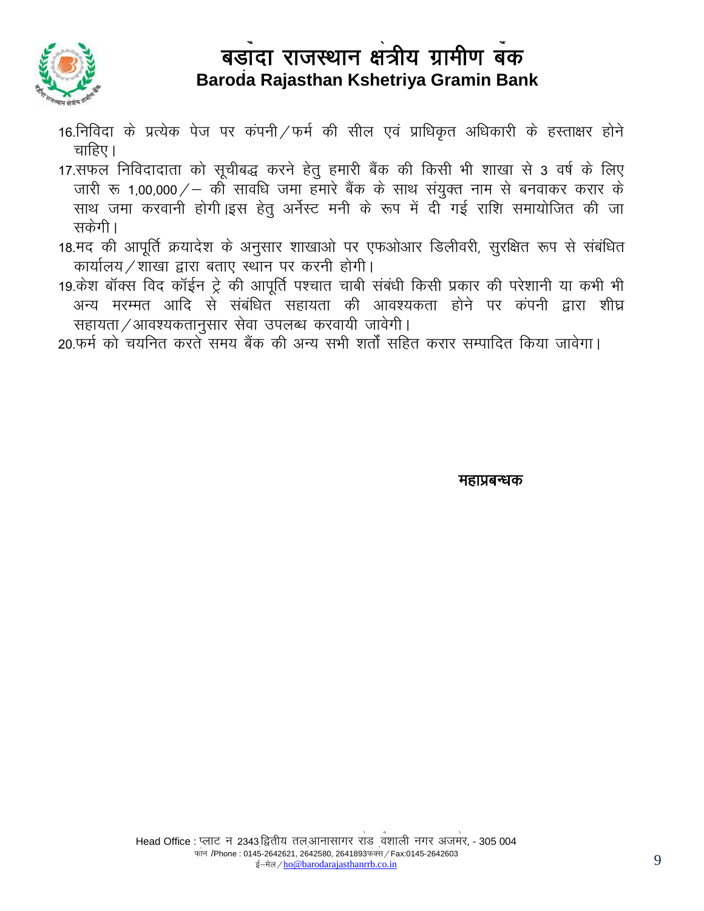16.निविदा के प्रत्येक पेज पर कंपनी/फर्म की सील एवं प्राधिकृत अधिकारी के हस्ताक्षर होने चाहिए।

17.सफल निविदादाता को सूचीबद्ध करने हेतु हमारी बैंक की किसी भी शाखा से 3 वर्ष के लिए जारी रू 1,00,000/– की सावधि जमा हमारे बैंक के साथ संयुक्त नाम से बनवाकर करार के साथ जमा करवानी होगी।इस हेतु अर्नेस्ट मनी के रूप में दी गई राशि समायोजित की जा सकेगी।

18.मद की आपूर्ति क्रयादेश के अनुसार शाखाओ पर एफओआर डिलीवरी, सुरक्षित रूप से संबंधित कार्यालय/शाखा द्वारा बताए स्थान पर करनी होगी।

19.केश बॉक्स विद कॉईन ट्रे की आपूर्ति पश्चात चाबी संबंधी किसी प्रकार की परेशानी या कभी भी अन्य मरम्मत आदि से संबंधित सहायता की आवश्यकता होने पर कंपनी द्वारा शीघ्र सहायता/आवश्यकतानुसार सेवा उपलब्ध करवायी जावेगी।

20.फर्म को चयनित करते समय बैंक की अन्य सभी शर्तों सहित करार सम्पादित किया जावेगा।

**महाप्रबन्धक**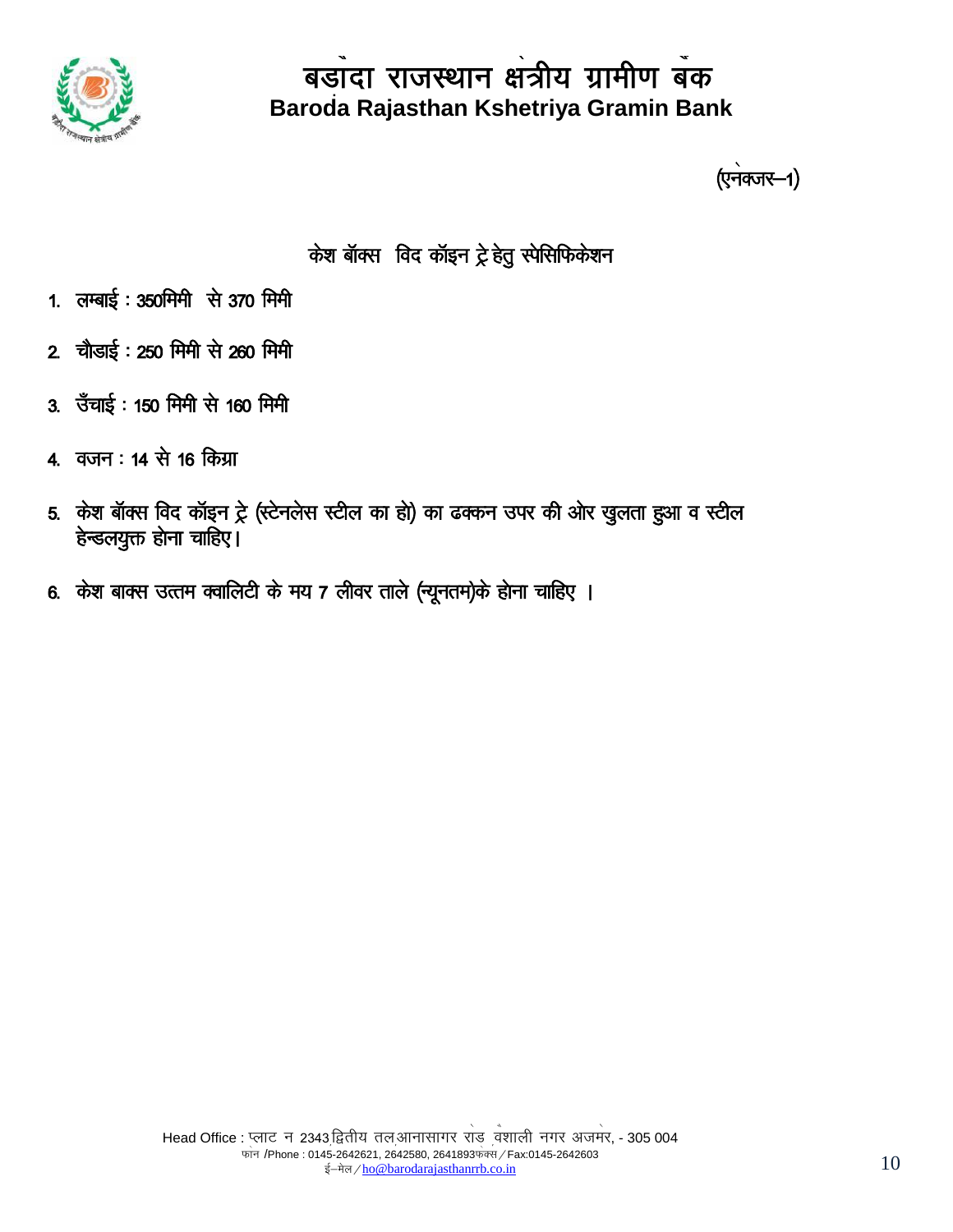# बड़ौदा राजस्थान क्षेत्रीय ग्रामीण बैंक
**Baroda Rajasthan Kshetriya Gramin Bank**

(एनेक्जर–1)

## केश बॉक्स विद कॉइन ट्रे हेतु स्पेसिफिकेशन

1. लम्बाई : 350मिमी से 370 मिमी
2. चौडाई : 250 मिमी से 260 मिमी
3. उँचाई : 150 मिमी से 160 मिमी
4. वजन : 14 से 16 किग्रा
5. केश बॉक्स विद कॉइन ट्रे (स्टेनलेस स्टील का हो) का ढक्कन उपर की ओर खुलता हुआ व स्टील हेन्डलयुक्त होना चाहिए।
6. केश बाक्स उत्तम क्वालिटी के मय 7 लीवर ताले (न्यूनतम)के होना चाहिए ।

Head Office : प्लाट न 2343 द्वितीय तल आनासागर रोड वैशाली नगर अजमेर, - 305 004
फोन /Phone : 0145-2642621, 2642580, 2641893फेक्स / Fax:0145-2642603
ई–मेल / ho@barodarajasthanrrb.co.in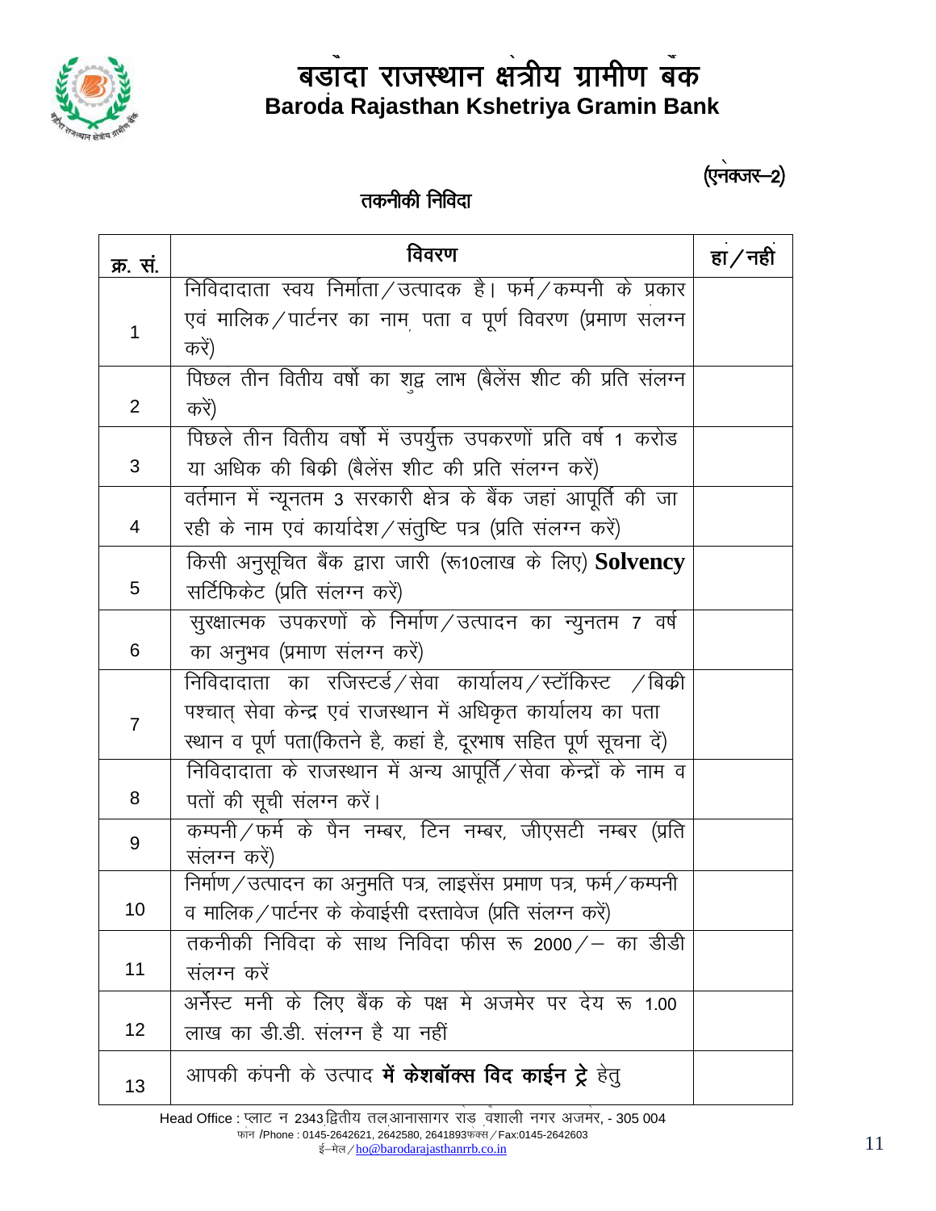# बड़ौदा राजस्थान क्षेत्रीय ग्रामीण बैंक

**Baroda Rajasthan Kshetriya Gramin Bank**

(एनेक्जर–2)

## तकनीकी निविदा

| क्र. सं. | विवरण | हां / नहीं |
|---|---|---|
| 1 | निविदादाता स्वय निर्माता / उत्पादक है। फर्म / कम्पनी के प्रकार एवं मालिक / पार्टनर का नाम, पता व पूर्ण विवरण (प्रमाण संलग्न करें) | |
| 2 | पिछल तीन वितीय वर्षो का शुद्व लाभ (बैलेंस शीट की प्रति संलग्न करें) | |
| 3 | पिछले तीन वितीय वर्षो में उपर्युक्त उपकरणों प्रति वर्ष 1 करोड या अधिक की बिक्री (बैलेंस शीट की प्रति संलग्न करें) | |
| 4 | वर्तमान में न्यूनतम 3 सरकारी क्षेत्र के बैंक जहां आपूर्ति की जा रही के नाम एवं कार्यादेश / संतुष्टि पत्र (प्रति संलग्न करें) | |
| 5 | किसी अनुसूचित बैंक द्वारा जारी (रू10लाख के लिए) **Solvency** सर्टिफिकेट (प्रति संलग्न करें) | |
| 6 | सुरक्षात्मक उपकरणों के निर्माण / उत्पादन का न्युनतम 7 वर्ष का अनुभव (प्रमाण संलग्न करें) | |
| 7 | निविदादाता का रजिस्टर्ड / सेवा कार्यालय / स्टॉकिस्ट / बिक्री पश्चात् सेवा केन्द्र एवं राजस्थान में अधिकृत कार्यालय का पता स्थान व पूर्ण पता(कितने है, कहां है, दूरभाष सहित पूर्ण सूचना दें) | |
| 8 | निविदादाता के राजस्थान में अन्य आपूर्ति / सेवा केन्द्रों के नाम व पतों की सूची संलग्न करें। | |
| 9 | कम्पनी / फर्म के पैन नम्बर, टिन नम्बर, जीएसटी नम्बर (प्रति संलग्न करें) | |
| 10 | निर्माण / उत्पादन का अनुमति पत्र, लाइसेंस प्रमाण पत्र, फर्म / कम्पनी व मालिक / पार्टनर के केवाईसी दस्तावेज (प्रति संलग्न करें) | |
| 11 | तकनीकी निविदा के साथ निविदा फीस रू 2000 / – का डीडी संलग्न करें | |
| 12 | अर्नेस्ट मनी के लिए बैंक के पक्ष मे अजमेर पर देय रू 1.00 लाख का डी.डी. संलग्न है या नहीं | |
| 13 | आपकी कंपनी के उत्पाद **में केशबॉक्स विद काईन ट्रे** हेतु | |

Head Office : प्लाट न 2343,द्वितीय तल,आनासागर राड ,वैशाली नगर अजमेर, - 305 004
फोन /Phone : 0145-2642621, 2642580, 2641893फैक्स / Fax:0145-2642603
ई–मेल / ho@barodarajasthanrrb.co.in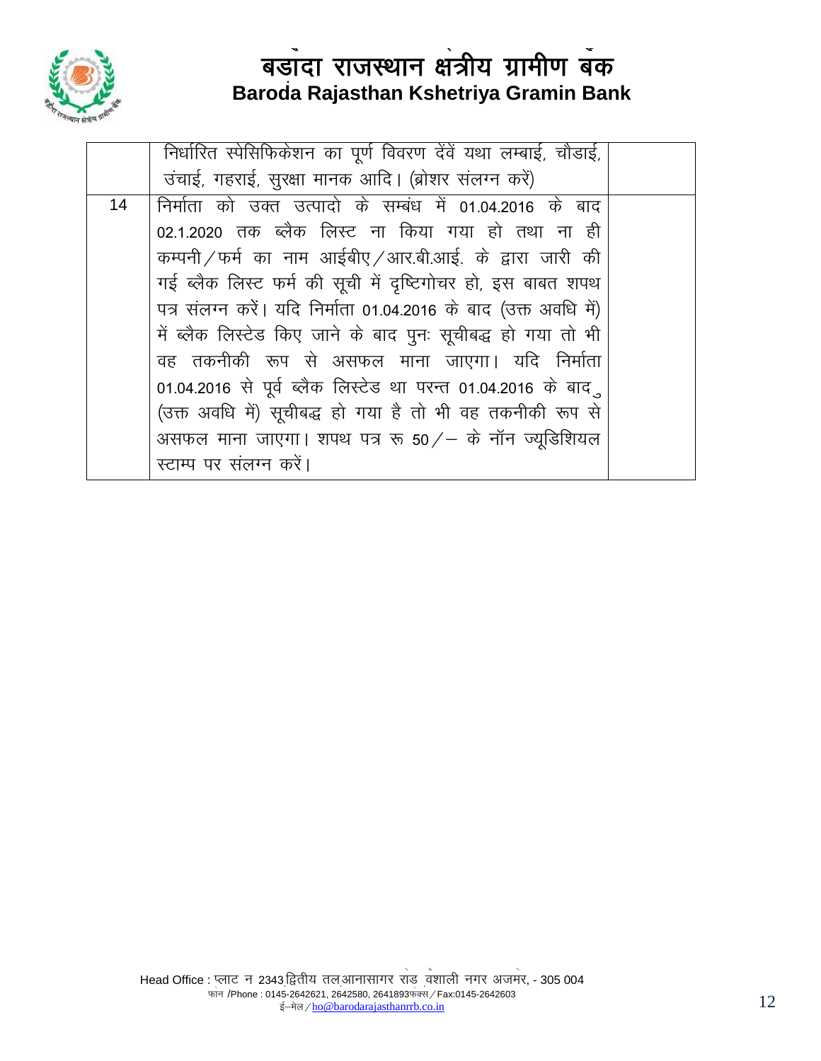| | | |
|---|---|---|
| | निर्धारित स्पेसिफिकेशन का पूर्ण विवरण देंवें यथा लम्बाई, चौडाई, उंचाई, गहराई, सुरक्षा मानक आदि। (ब्रोशर संलग्न करें) | |
| 14 | निर्माता को उक्त उत्पादो के सम्बंध में 01.04.2016 के बाद 02.1.2020 तक ब्लैक लिस्ट ना किया गया हो तथा ना ही कम्पनी/फर्म का नाम आईबीए/आर.बी.आई. के द्वारा जारी की गई ब्लैक लिस्ट फर्म की सूची में दृष्टिगोचर हो, इस बाबत शपथ पत्र संलग्न करें। यदि निर्माता 01.04.2016 के बाद (उक्त अवधि में) में ब्लैक लिस्टेड किए जाने के बाद पुनः सूचीबद्ध हो गया तो भी वह तकनीकी रूप से असफल माना जाएगा। यदि निर्माता 01.04.2016 से पूर्व ब्लैक लिस्टेड था परन्त 01.04.2016 के बाद (उक्त अवधि में) सूचीबद्ध हो गया है तो भी वह तकनीकी रूप से असफल माना जाएगा। शपथ पत्र रू 50/– के नॉन ज्यूडिशियल स्टाम्प पर संलग्न करें। | |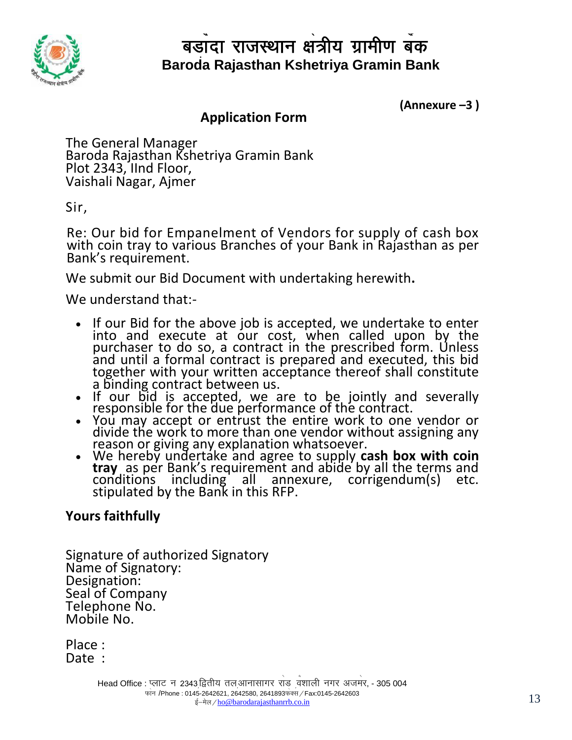# बड़ौदा राजस्थान क्षेत्रीय ग्रामीण बैंक
## Baroda Rajasthan Kshetriya Gramin Bank

**(Annexure –3 )**

## Application Form

The General Manager
Baroda Rajasthan Kshetriya Gramin Bank
Plot 2343, IInd Floor,
Vaishali Nagar, Ajmer

Sir,

Re: Our bid for Empanelment of Vendors for supply of cash box with coin tray to various Branches of your Bank in Rajasthan as per Bank's requirement.

We submit our Bid Document with undertaking herewith**.**

We understand that:-

- If our Bid for the above job is accepted, we undertake to enter into and execute at our cost, when called upon by the purchaser to do so, a contract in the prescribed form. Unless and until a formal contract is prepared and executed, this bid together with your written acceptance thereof shall constitute a binding contract between us.
- If our bid is accepted, we are to be jointly and severally responsible for the due performance of the contract.
- You may accept or entrust the entire work to one vendor or divide the work to more than one vendor without assigning any reason or giving any explanation whatsoever.
- We hereby undertake and agree to supply **cash box with coin tray** as per Bank's requirement and abide by all the terms and conditions including all annexure, corrigendum(s) etc. stipulated by the Bank in this RFP.

**Yours faithfully**

Signature of authorized Signatory
Name of Signatory:
Designation:
Seal of Company
Telephone No.
Mobile No.

Place :
Date :

Head Office : प्लाट न 2343 द्वितीय तल आनासागर रोड वैशाली नगर अजमेर, - 305 004
फोन /Phone : 0145-2642621, 2642580, 2641893 फैक्स / Fax:0145-2642603
ई–मेल / ho@barodarajasthanrrb.co.in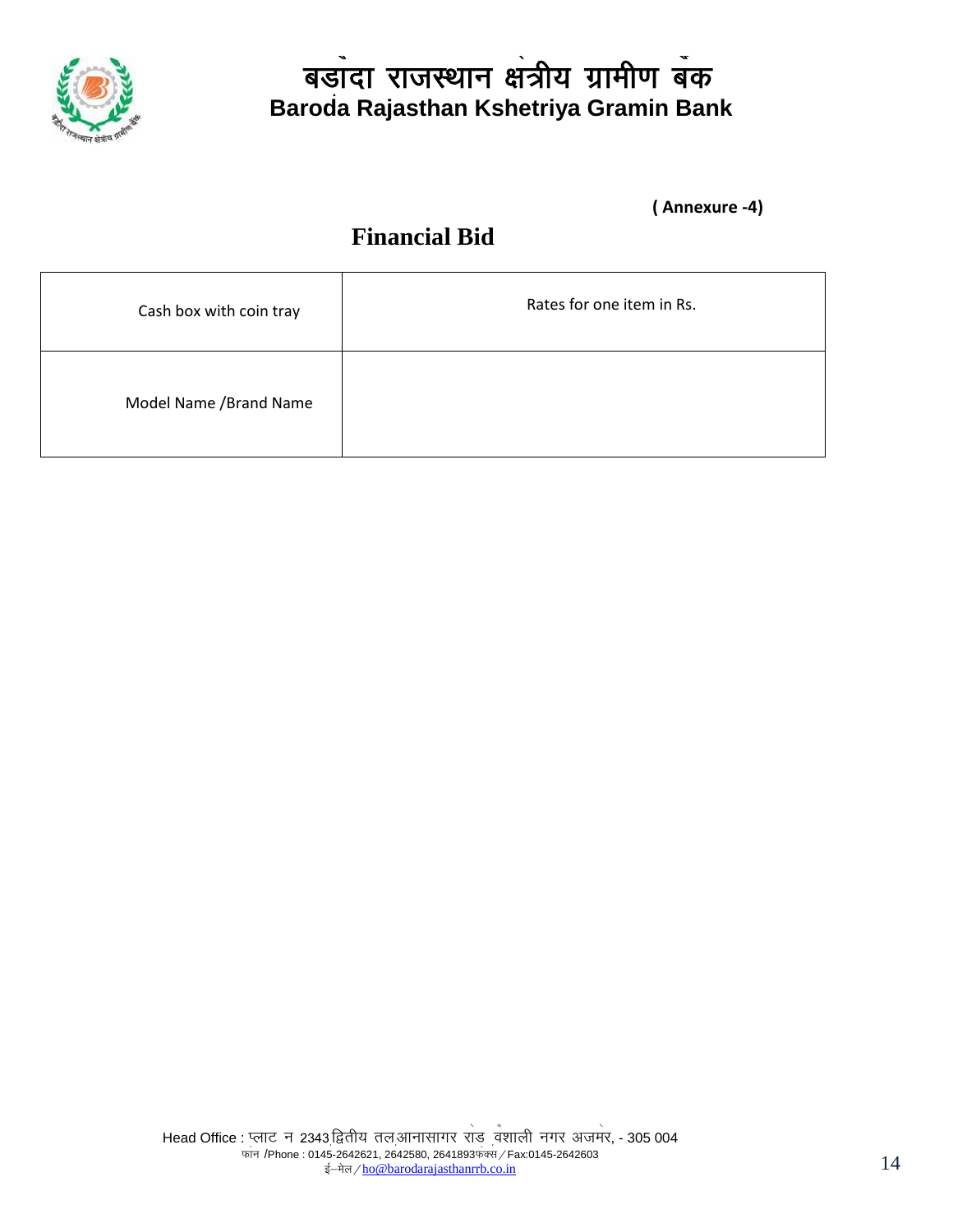**( Annexure -4)**

# Financial Bid

| Cash box with coin tray | Rates for one item in Rs. |
| --- | --- |
| Model Name /Brand Name | |